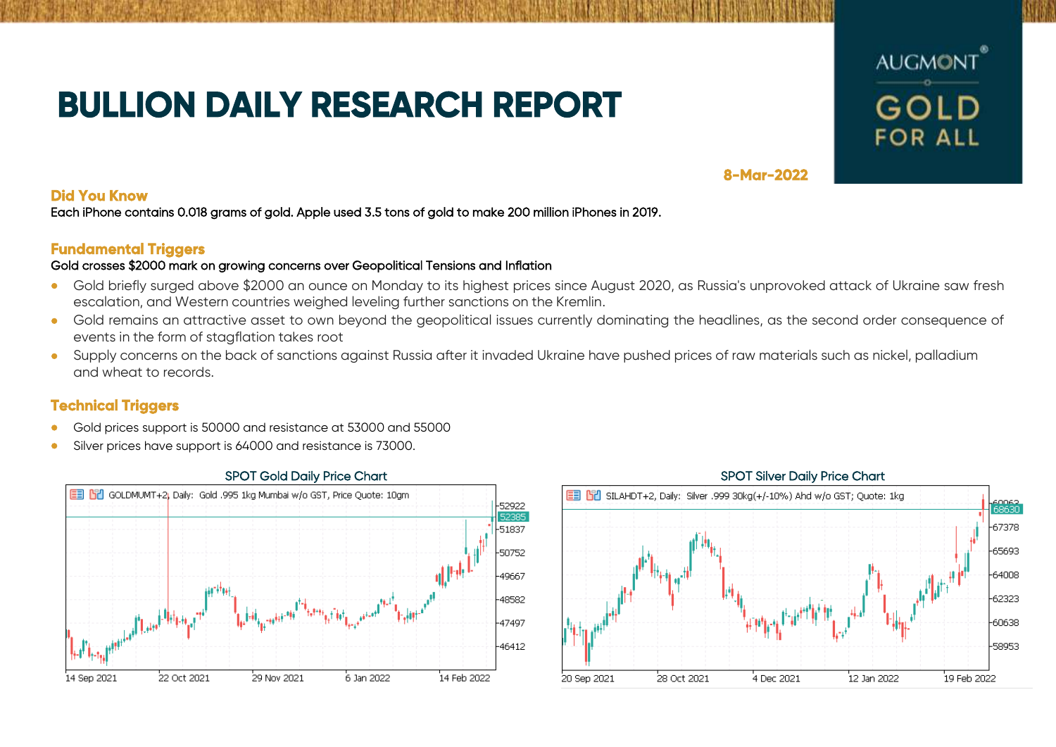# BULLION DAILY RESEARCH REPORT

AUGMONT® GOLD FOR ALL

**8-Mar-2022**

## Did You Know

Each iPhone contains 0.018 grams of gold. Apple used 3.5 tons of gold to make 200 million iPhones in 2019.

## Fundamental Triggers

Gold crosses $2000 mark on growing concerns over Geopolitical Tensions and Inflation

- Gold briefly surged above $2000 an ounce on Monday to its highest prices since August 2020, as Russia's unprovoked attack of Ukraine saw fresh escalation, and Western countries weighed leveling further sanctions on the Kremlin.
- Gold remains an attractive asset to own beyond the geopolitical issues currently dominating the headlines, as the second order consequence of events in the form of stagflation takes root
- Supply concerns on the back of sanctions against Russia after it invaded Ukraine have pushed prices of raw materials such as nickel, palladium and wheat to records.

## Technical Triggers

- Gold prices support is 50000 and resistance at 53000 and 55000
- Silver prices have support is 64000 and resistance is 73000.

SPOT Gold Daily Price Chart

GOLDMUMT+2, Daily: Gold .995 1kg Mumbai w/o GST, Price Quote: 10gm

SPOT Silver Daily Price Chart

SILAHDT+2, Daily: Silver .999 30kg(+/-10%) Ahd w/o GST; Quote: 1kg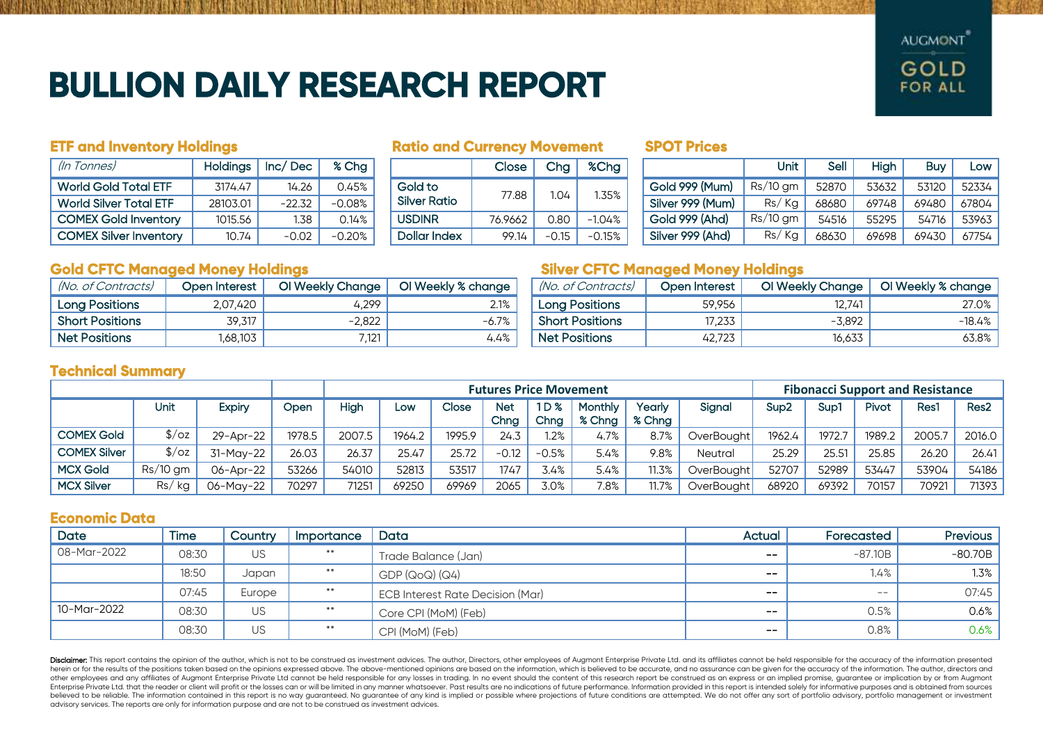# BULLION DAILY RESEARCH REPORT

AUGMONT GOLD FOR ALL

## ETF and Inventory Holdings

| *(In Tonnes)* | Holdings | Inc/ Dec | % Chg |
|---|---|---|---|
| World Gold Total ETF | 3174.47 | 14.26 | 0.45% |
| World Silver Total ETF | 28103.01 | -22.32 | -0.08% |
| COMEX Gold Inventory | 1015.56 | 1.38 | 0.14% |
| COMEX Silver Inventory | 10.74 | -0.02 | -0.20% |

## Ratio and Currency Movement

| | Close | Chg | %Chg |
|---|---|---|---|
| Gold to Silver Ratio | 77.88 | 1.04 | 1.35% |
| USDINR | 76.9662 | 0.80 | -1.04% |
| Dollar Index | 99.14 | -0.15 | -0.15% |

## SPOT Prices

| | Unit | Sell | High | Buy | Low |
|---|---|---|---|---|---|
| Gold 999 (Mum) | Rs/10 gm | 52870 | 53632 | 53120 | 52334 |
| Silver 999 (Mum) | Rs/ Kg | 68680 | 69748 | 69480 | 67804 |
| Gold 999 (Ahd) | Rs/10 gm | 54516 | 55295 | 54716 | 53963 |
| Silver 999 (Ahd) | Rs/ Kg | 68630 | 69698 | 69430 | 67754 |

## Gold CFTC Managed Money Holdings

| *(No. of Contracts)* | Open Interest | OI Weekly Change | OI Weekly % change |
|---|---|---|---|
| Long Positions | 2,07,420 | 4,299 | 2.1% |
| Short Positions | 39,317 | -2,822 | -6.7% |
| Net Positions | 1,68,103 | 7,121 | 4.4% |

## Silver CFTC Managed Money Holdings

| *(No. of Contracts)* | Open Interest | OI Weekly Change | OI Weekly % change |
|---|---|---|---|
| Long Positions | 59,956 | 12,741 | 27.0% |
| Short Positions | 17,233 | -3,892 | -18.4% |
| Net Positions | 42,723 | 16,633 | 63.8% |

## Technical Summary

| | | | | Futures Price Movement | | | | | | | | Fibonacci Support and Resistance | | | | |
|---|---|---|---|---|---|---|---|---|---|---|---|---|---|---|---|---|
| | Unit | Expiry | Open | High | Low | Close | Net Chng | 1 D % Chng | Monthly % Chng | Yearly % Chng | Signal | Sup2 | Sup1 | Pivot | Res1 | Res2 |
| COMEX Gold | $/oz | 29-Apr-22 | 1978.5 | 2007.5 | 1964.2 | 1995.9 | 24.3 | 1.2% | 4.7% | 8.7% | OverBought | 1962.4 | 1972.7 | 1989.2 | 2005.7 | 2016.0 |
| COMEX Silver | $/oz | 31-May-22 | 26.03 | 26.37 | 25.47 | 25.72 | -0.12 | -0.5% | 5.4% | 9.8% | Neutral | 25.29 | 25.51 | 25.85 | 26.20 | 26.41 |
| MCX Gold | Rs/10 gm | 06-Apr-22 | 53266 | 54010 | 52813 | 53517 | 1747 | 3.4% | 5.4% | 11.3% | OverBought | 52707 | 52989 | 53447 | 53904 | 54186 |
| MCX Silver | Rs/ kg | 06-May-22 | 70297 | 71251 | 69250 | 69969 | 2065 | 3.0% | 7.8% | 11.7% | OverBought | 68920 | 69392 | 70157 | 70921 | 71393 |

## Economic Data

| Date | Time | Country | Importance | Data | Actual | Forecasted | Previous |
|---|---|---|---|---|---|---|---|
| 08-Mar-2022 | 08:30 | US | ** | Trade Balance (Jan) | -- | -87.10B | -80.70B |
| | 18:50 | Japan | ** | GDP (QoQ) (Q4) | -- | 1.4% | 1.3% |
| | 07:45 | Europe | ** | ECB Interest Rate Decision (Mar) | -- | -- | 07:45 |
| 10-Mar-2022 | 08:30 | US | ** | Core CPI (MoM) (Feb) | -- | 0.5% | 0.6% |
| | 08:30 | US | ** | CPI (MoM) (Feb) | -- | 0.8% | 0.6% |

**Disclaimer:** This report contains the opinion of the author, which is not to be construed as investment advices. The author, Directors, other employees of Augmont Enterprise Private Ltd. and its affiliates cannot be held responsible for the accuracy of the information presented herein or for the results of the positions taken based on the opinions expressed above. The above-mentioned opinions are based on the information, which is believed to be accurate, and no assurance can be given for the accuracy of the information. The author, directors and other employees and any affiliates of Augmont Enterprise Private Ltd cannot be held responsible for any losses in trading. In no event should the content of this research report be construed as an express or an implied promise, guarantee or implication by or from Augmont Enterprise Private Ltd. that the reader or client will profit or the losses can or will be limited in any manner whatsoever. Past results are no indications of future performance. Information provided in this report is intended solely for informative purposes and is obtained from sources believed to be reliable. The information contained in this report is no way guaranteed. No guarantee of any kind is implied or possible where projections of future conditions are attempted. We do not offer any sort of portfolio advisory, portfolio management or investment advisory services. The reports are only for information purpose and are not to be construed as investment advices.